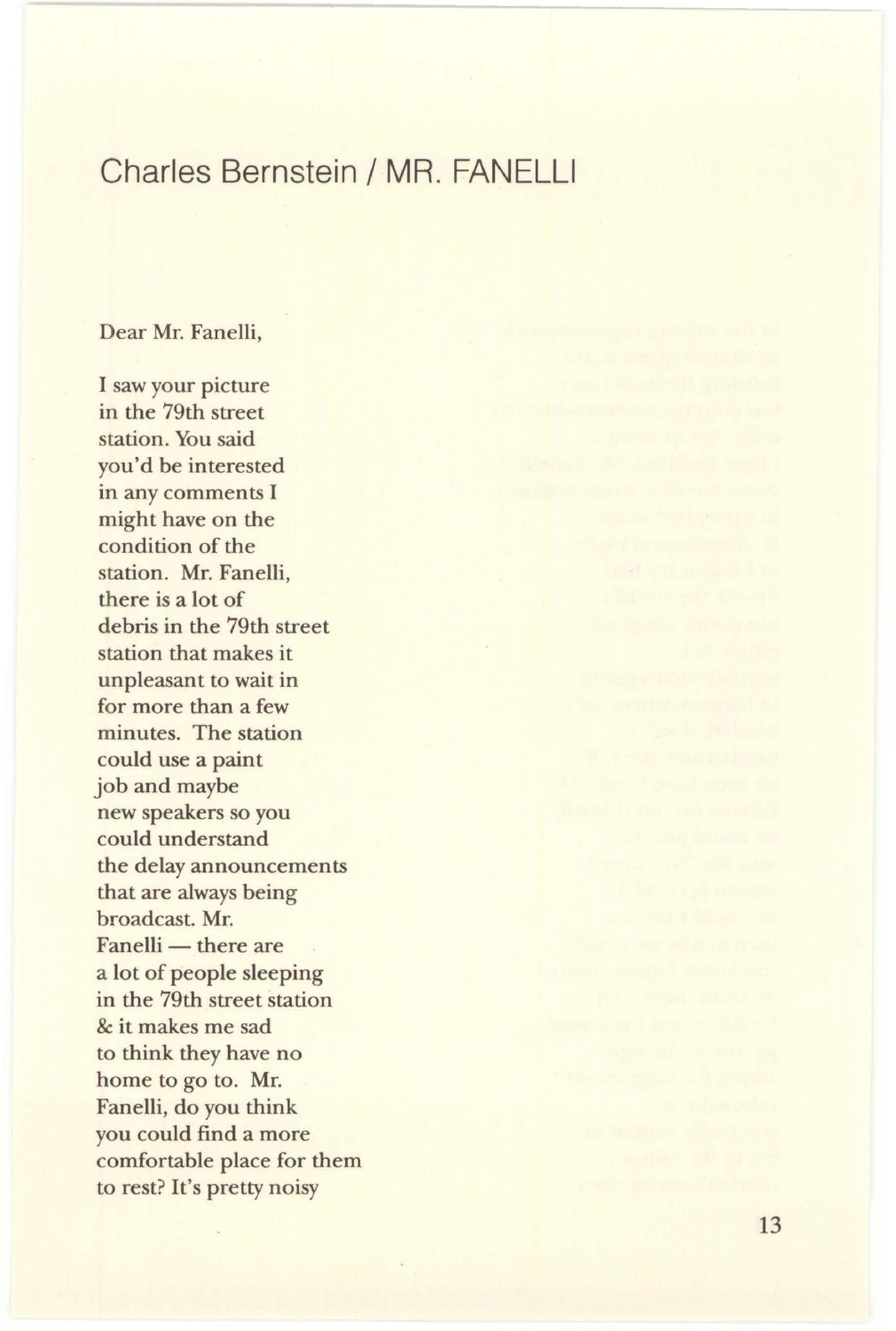# Charles Bernstein / MR. FANELLI

Dear Mr. Fanelli,

I saw your picture  
in the 79th street  
station. You said  
you'd be interested  
in any comments I  
might have on the  
condition of the  
station. Mr. Fanelli,  
there is a lot of  
debris in the 79th street  
station that makes it  
unpleasant to wait in  
for more than a few  
minutes. The station  
could use a paint  
job and maybe  
new speakers so you  
could understand  
the delay announcements  
that are always being  
broadcast. Mr.  
Fanelli — there are  
a lot of people sleeping  
in the 79th street station  
& it makes me sad  
to think they have no  
home to go to. Mr.  
Fanelli, do you think  
you could find a more  
comfortable place for them  
to rest? It's pretty noisy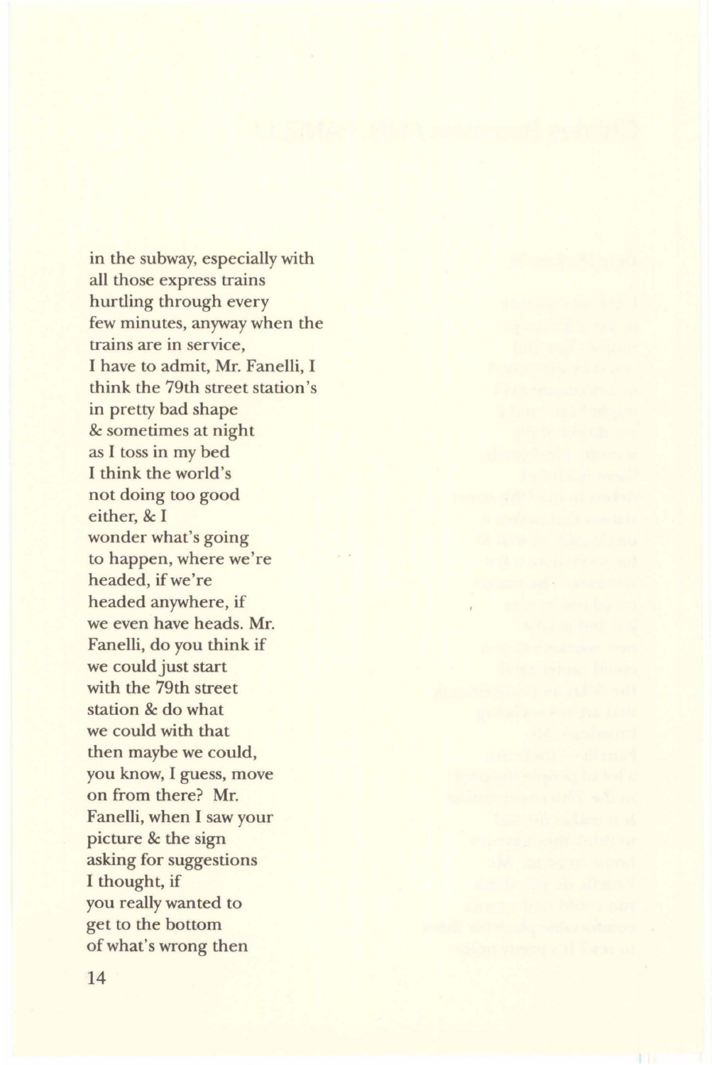in the subway, especially with
all those express trains
hurtling through every
few minutes, anyway when the
trains are in service,
I have to admit, Mr. Fanelli, I
think the 79th street station's
in pretty bad shape
& sometimes at night
as I toss in my bed
I think the world's
not doing too good
either, & I
wonder what's going
to happen, where we're
headed, if we're
headed anywhere, if
we even have heads. Mr.
Fanelli, do you think if
we could just start
with the 79th street
station & do what
we could with that
then maybe we could,
you know, I guess, move
on from there? Mr.
Fanelli, when I saw your
picture & the sign
asking for suggestions
I thought, if
you really wanted to
get to the bottom
of what's wrong then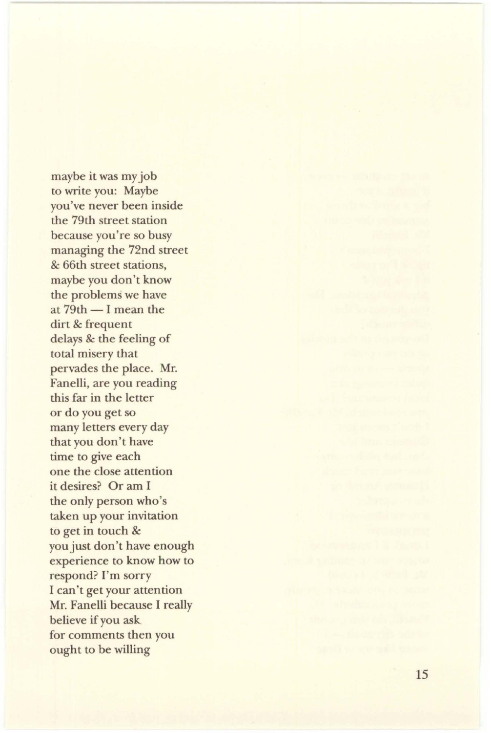maybe it was my job
to write you: Maybe
you've never been inside
the 79th street station
because you're so busy
managing the 72nd street
& 66th street stations,
maybe you don't know
the problems we have
at 79th — I mean the
dirt & frequent
delays & the feeling of
total misery that
pervades the place. Mr.
Fanelli, are you reading
this far in the letter
or do you get so
many letters every day
that you don't have
time to give each
one the close attention
it desires? Or am I
the only person who's
taken up your invitation
to get in touch &
you just don't have enough
experience to know how to
respond? I'm sorry
I can't get your attention
Mr. Fanelli because I really
believe if you ask
for comments then you
ought to be willing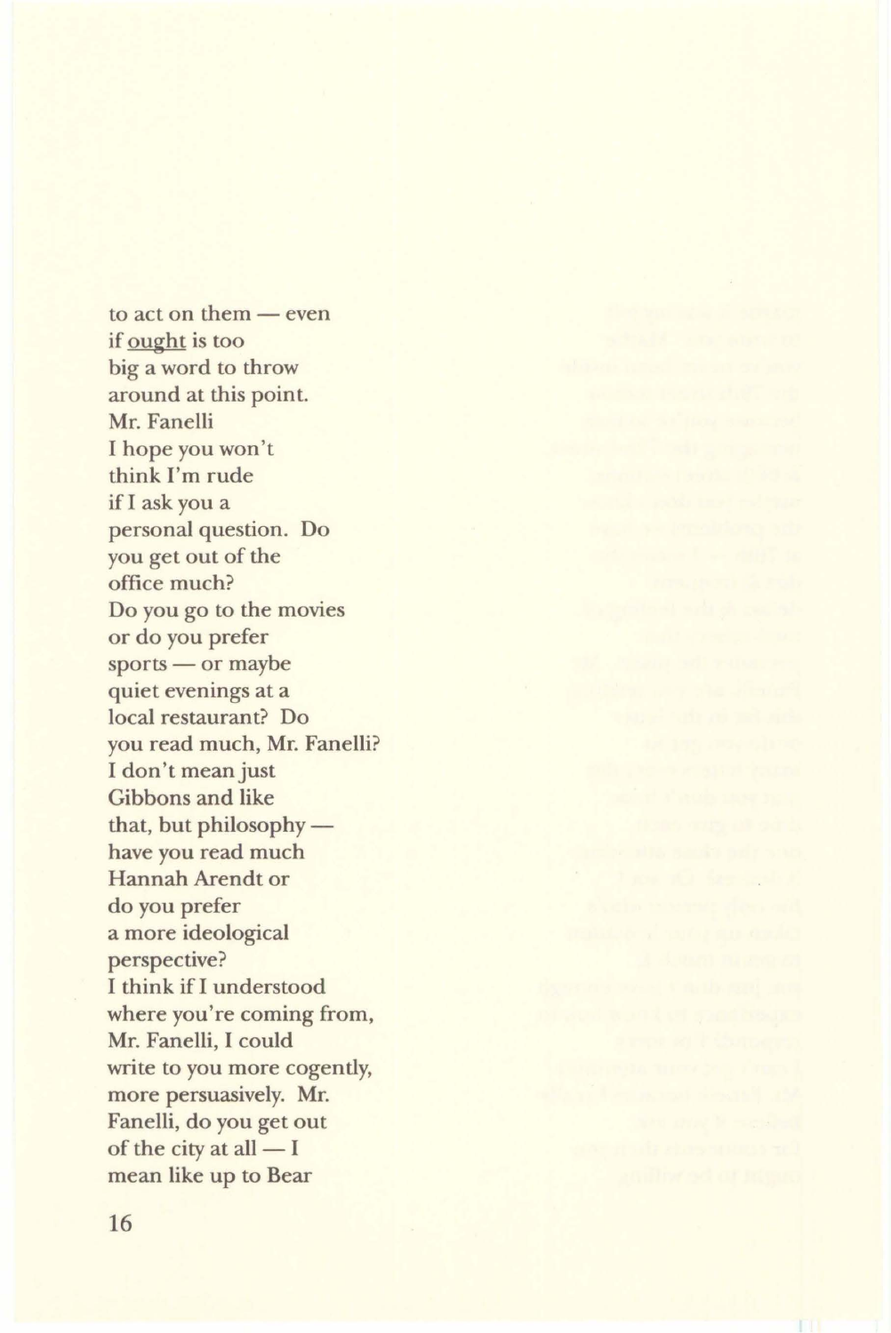to act on them — even  
if <u>ought</u> is too  
big a word to throw  
around at this point.  
Mr. Fanelli  
I hope you won't  
think I'm rude  
if I ask you a  
personal question. Do  
you get out of the  
office much?  
Do you go to the movies  
or do you prefer  
sports — or maybe  
quiet evenings at a  
local restaurant? Do  
you read much, Mr. Fanelli?  
I don't mean just  
Gibbons and like  
that, but philosophy —  
have you read much  
Hannah Arendt or  
do you prefer  
a more ideological  
perspective?  
I think if I understood  
where you're coming from,  
Mr. Fanelli, I could  
write to you more cogently,  
more persuasively. Mr.  
Fanelli, do you get out  
of the city at all — I  
mean like up to Bear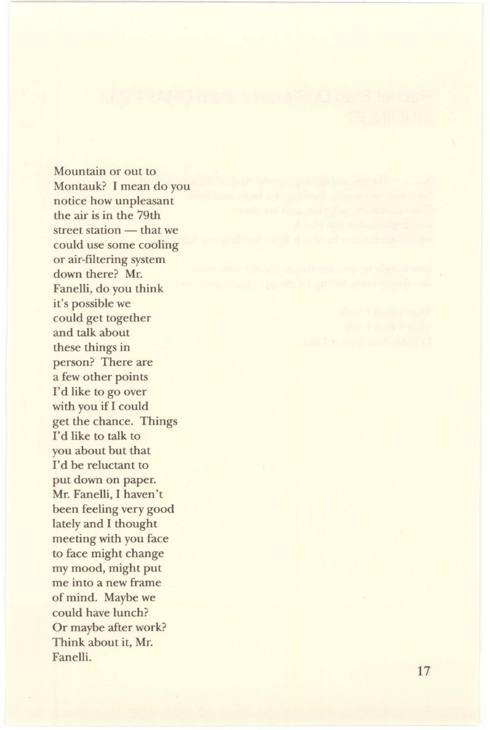Mountain or out to
Montauk? I mean do you
notice how unpleasant
the air is in the 79th
street station — that we
could use some cooling
or air-filtering system
down there? Mr.
Fanelli, do you think
it's possible we
could get together
and talk about
these things in
person? There are
a few other points
I'd like to go over
with you if I could
get the chance. Things
I'd like to talk to
you about but that
I'd be reluctant to
put down on paper.
Mr. Fanelli, I haven't
been feeling very good
lately and I thought
meeting with you face
to face might change
my mood, might put
me into a new frame
of mind. Maybe we
could have lunch?
Or maybe after work?
Think about it, Mr.
Fanelli.